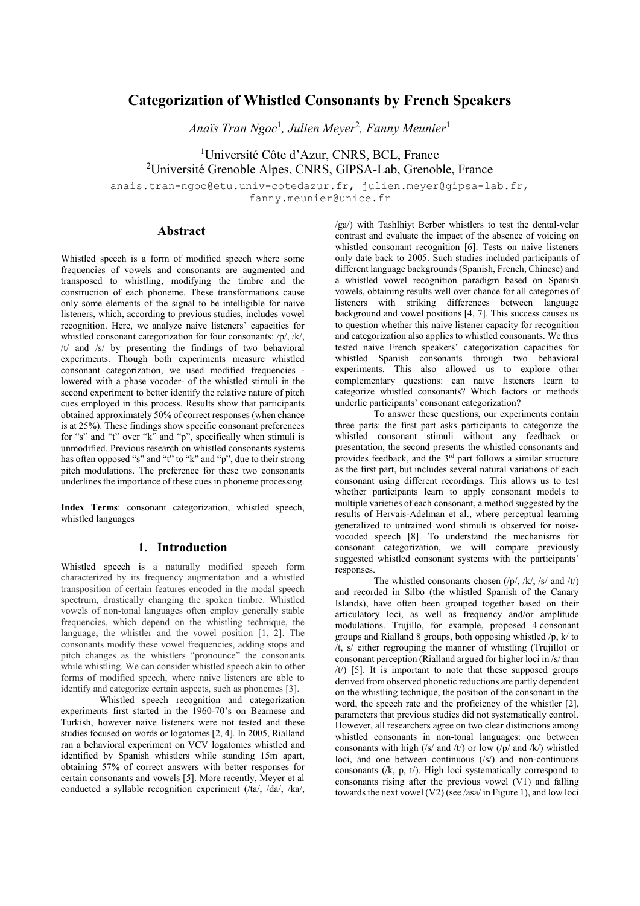# Categorization of Whistled Consonants by French Speakers

*Anaïs Tran Ngoc*[1], *Julien Meyer*[2], *Fanny Meunier*[1]

[1]Université Côte d'Azur, CNRS, BCL, France
[2]Université Grenoble Alpes, CNRS, GIPSA-Lab, Grenoble, France

anais.tran-ngoc@etu.univ-cotedazur.fr, julien.meyer@gipsa-lab.fr, fanny.meunier@unice.fr

## Abstract

Whistled speech is a form of modified speech where some frequencies of vowels and consonants are augmented and transposed to whistling, modifying the timbre and the construction of each phoneme. These transformations cause only some elements of the signal to be intelligible for naive listeners, which, according to previous studies, includes vowel recognition. Here, we analyze naive listeners' capacities for whistled consonant categorization for four consonants: /p/, /k/, /t/ and /s/ by presenting the findings of two behavioral experiments. Though both experiments measure whistled consonant categorization, we used modified frequencies - lowered with a phase vocoder- of the whistled stimuli in the second experiment to better identify the relative nature of pitch cues employed in this process. Results show that participants obtained approximately 50% of correct responses (when chance is at 25%). These findings show specific consonant preferences for "s" and "t" over "k" and "p", specifically when stimuli is unmodified. Previous research on whistled consonants systems has often opposed "s" and "t" to "k" and "p", due to their strong pitch modulations. The preference for these two consonants underlines the importance of these cues in phoneme processing.

**Index Terms**: consonant categorization, whistled speech, whistled languages

## 1. Introduction

Whistled speech is a naturally modified speech form characterized by its frequency augmentation and a whistled transposition of certain features encoded in the modal speech spectrum, drastically changing the spoken timbre. Whistled vowels of non-tonal languages often employ generally stable frequencies, which depend on the whistling technique, the language, the whistler and the vowel position [1, 2]. The consonants modify these vowel frequencies, adding stops and pitch changes as the whistlers "pronounce" the consonants while whistling. We can consider whistled speech akin to other forms of modified speech, where naive listeners are able to identify and categorize certain aspects, such as phonemes [3].

Whistled speech recognition and categorization experiments first started in the 1960-70's on Bearnese and Turkish, however naive listeners were not tested and these studies focused on words or logatomes [2, 4]. In 2005, Rialland ran a behavioral experiment on VCV logatomes whistled and identified by Spanish whistlers while standing 15m apart, obtaining 57% of correct answers with better responses for certain consonants and vowels [5]. More recently, Meyer et al conducted a syllable recognition experiment (/ta/, /da/, /ka/, /ga/) with Tashlhiyt Berber whistlers to test the dental-velar contrast and evaluate the impact of the absence of voicing on whistled consonant recognition [6]. Tests on naive listeners only date back to 2005. Such studies included participants of different language backgrounds (Spanish, French, Chinese) and a whistled vowel recognition paradigm based on Spanish vowels, obtaining results well over chance for all categories of listeners with striking differences between language background and vowel positions [4, 7]. This success causes us to question whether this naive listener capacity for recognition and categorization also applies to whistled consonants. We thus tested naive French speakers' categorization capacities for whistled Spanish consonants through two behavioral experiments. This also allowed us to explore other complementary questions: can naive listeners learn to categorize whistled consonants? Which factors or methods underlie participants' consonant categorization?

To answer these questions, our experiments contain three parts: the first part asks participants to categorize the whistled consonant stimuli without any feedback or presentation, the second presents the whistled consonants and provides feedback, and the 3rd part follows a similar structure as the first part, but includes several natural variations of each consonant using different recordings. This allows us to test whether participants learn to apply consonant models to multiple varieties of each consonant, a method suggested by the results of Hervais-Adelman et al., where perceptual learning generalized to untrained word stimuli is observed for noise-vocoded speech [8]. To understand the mechanisms for consonant categorization, we will compare previously suggested whistled consonant systems with the participants' responses.

The whistled consonants chosen (/p/, /k/, /s/ and /t/) and recorded in Silbo (the whistled Spanish of the Canary Islands), have often been grouped together based on their articulatory loci, as well as frequency and/or amplitude modulations. Trujillo, for example, proposed 4 consonant groups and Rialland 8 groups, both opposing whistled /p, k/ to /t, s/ either regrouping the manner of whistling (Trujillo) or consonant perception (Rialland argued for higher loci in /s/ than /t/) [5]. It is important to note that these supposed groups derived from observed phonetic reductions are partly dependent on the whistling technique, the position of the consonant in the word, the speech rate and the proficiency of the whistler [2], parameters that previous studies did not systematically control. However, all researchers agree on two clear distinctions among whistled consonants in non-tonal languages: one between consonants with high (/s/ and /t/) or low (/p/ and /k/) whistled loci, and one between continuous (/s/) and non-continuous consonants (/k, p, t/). High loci systematically correspond to consonants rising after the previous vowel (V1) and falling towards the next vowel (V2) (see /asa/ in Figure 1), and low loci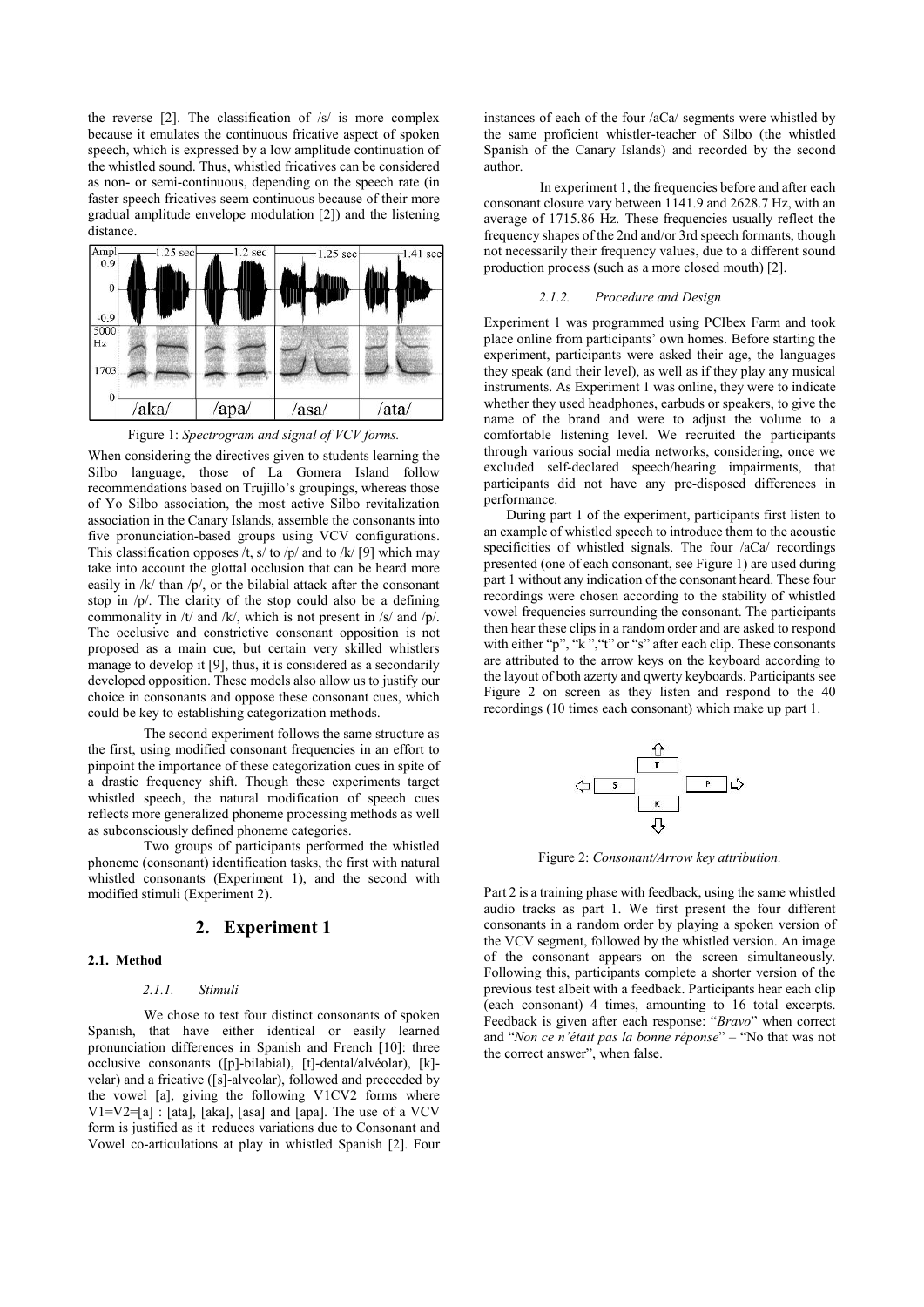the reverse [2]. The classification of /s/ is more complex because it emulates the continuous fricative aspect of spoken speech, which is expressed by a low amplitude continuation of the whistled sound. Thus, whistled fricatives can be considered as non- or semi-continuous, depending on the speech rate (in faster speech fricatives seem continuous because of their more gradual amplitude envelope modulation [2]) and the listening distance.

Figure 1: *Spectrogram and signal of VCV forms.*

When considering the directives given to students learning the Silbo language, those of La Gomera Island follow recommendations based on Trujillo's groupings, whereas those of Yo Silbo association, the most active Silbo revitalization association in the Canary Islands, assemble the consonants into five pronunciation-based groups using VCV configurations. This classification opposes /t, s/ to /p/ and to /k/ [9] which may take into account the glottal occlusion that can be heard more easily in /k/ than /p/, or the bilabial attack after the consonant stop in /p/. The clarity of the stop could also be a defining commonality in /t/ and /k/, which is not present in /s/ and /p/. The occlusive and constrictive consonant opposition is not proposed as a main cue, but certain very skilled whistlers manage to develop it [9], thus, it is considered as a secondarily developed opposition. These models also allow us to justify our choice in consonants and oppose these consonant cues, which could be key to establishing categorization methods.

The second experiment follows the same structure as the first, using modified consonant frequencies in an effort to pinpoint the importance of these categorization cues in spite of a drastic frequency shift. Though these experiments target whistled speech, the natural modification of speech cues reflects more generalized phoneme processing methods as well as subconsciously defined phoneme categories.

Two groups of participants performed the whistled phoneme (consonant) identification tasks, the first with natural whistled consonants (Experiment 1), and the second with modified stimuli (Experiment 2).

## 2. Experiment 1

### 2.1. Method

#### 2.1.1. Stimuli

We chose to test four distinct consonants of spoken Spanish, that have either identical or easily learned pronunciation differences in Spanish and French [10]: three occlusive consonants ([p]-bilabial), [t]-dental/alvéolar), [k]-velar) and a fricative ([s]-alveolar), followed and preceeded by the vowel [a], giving the following V1CV2 forms where V1=V2=[a] : [ata], [aka], [asa] and [apa]. The use of a VCV form is justified as it reduces variations due to Consonant and Vowel co-articulations at play in whistled Spanish [2]. Four instances of each of the four /aCa/ segments were whistled by the same proficient whistler-teacher of Silbo (the whistled Spanish of the Canary Islands) and recorded by the second author.

In experiment 1, the frequencies before and after each consonant closure vary between 1141.9 and 2628.7 Hz, with an average of 1715.86 Hz. These frequencies usually reflect the frequency shapes of the 2nd and/or 3rd speech formants, though not necessarily their frequency values, due to a different sound production process (such as a more closed mouth) [2].

#### 2.1.2. Procedure and Design

Experiment 1 was programmed using PCIbex Farm and took place online from participants' own homes. Before starting the experiment, participants were asked their age, the languages they speak (and their level), as well as if they play any musical instruments. As Experiment 1 was online, they were to indicate whether they used headphones, earbuds or speakers, to give the name of the brand and were to adjust the volume to a comfortable listening level. We recruited the participants through various social media networks, considering, once we excluded self-declared speech/hearing impairments, that participants did not have any pre-disposed differences in performance.

During part 1 of the experiment, participants first listen to an example of whistled speech to introduce them to the acoustic specificities of whistled signals. The four /aCa/ recordings presented (one of each consonant, see Figure 1) are used during part 1 without any indication of the consonant heard. These four recordings were chosen according to the stability of whistled vowel frequencies surrounding the consonant. The participants then hear these clips in a random order and are asked to respond with either "p", "k ","t" or "s" after each clip. These consonants are attributed to the arrow keys on the keyboard according to the layout of both azerty and qwerty keyboards. Participants see Figure 2 on screen as they listen and respond to the 40 recordings (10 times each consonant) which make up part 1.

Figure 2: *Consonant/Arrow key attribution.*

Part 2 is a training phase with feedback, using the same whistled audio tracks as part 1. We first present the four different consonants in a random order by playing a spoken version of the VCV segment, followed by the whistled version. An image of the consonant appears on the screen simultaneously. Following this, participants complete a shorter version of the previous test albeit with a feedback. Participants hear each clip (each consonant) 4 times, amounting to 16 total excerpts. Feedback is given after each response: "*Bravo*" when correct and "*Non ce n'était pas la bonne réponse*" – "No that was not the correct answer", when false.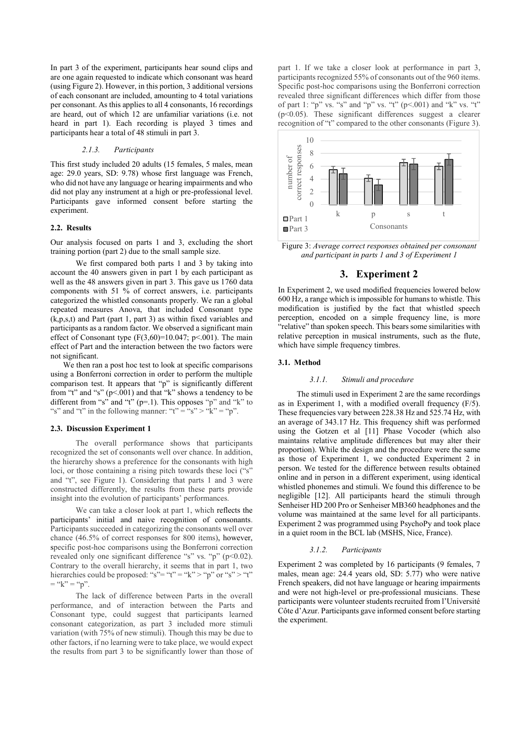In part 3 of the experiment, participants hear sound clips and are one again requested to indicate which consonant was heard (using Figure 2). However, in this portion, 3 additional versions of each consonant are included, amounting to 4 total variations per consonant. As this applies to all 4 consonants, 16 recordings are heard, out of which 12 are unfamiliar variations (i.e. not heard in part 1). Each recording is played 3 times and participants hear a total of 48 stimuli in part 3.

#### 2.1.3. Participants

This first study included 20 adults (15 females, 5 males, mean age: 29.0 years, SD: 9.78) whose first language was French, who did not have any language or hearing impairments and who did not play any instrument at a high or pre-professional level. Participants gave informed consent before starting the experiment.

### 2.2. Results

Our analysis focused on parts 1 and 3, excluding the short training portion (part 2) due to the small sample size.

We first compared both parts 1 and 3 by taking into account the 40 answers given in part 1 by each participant as well as the 48 answers given in part 3. This gave us 1760 data components with 51 % of correct answers, i.e. participants categorized the whistled consonants properly. We ran a global repeated measures Anova, that included Consonant type (k,p,s,t) and Part (part 1, part 3) as within fixed variables and participants as a random factor. We observed a significant main effect of Consonant type ($F(3,60)=10.047$; $p<.001$). The main effect of Part and the interaction between the two factors were not significant.

We then ran a post hoc test to look at specific comparisons using a Bonferroni correction in order to perform the multiple comparison test. It appears that "p" is significantly different from "t" and "s" ($p<.001$) and that "k" shows a tendency to be different from "s" and "t" ($p=.1$). This opposes "p" and "k" to "s" and "t" in the following manner: "t" = "s" > "k" = "p".

### 2.3. Discussion Experiment 1

The overall performance shows that participants recognized the set of consonants well over chance. In addition, the hierarchy shows a preference for the consonants with high loci, or those containing a rising pitch towards these loci ("s" and "t", see Figure 1). Considering that parts 1 and 3 were constructed differently, the results from these parts provide insight into the evolution of participants' performances.

We can take a closer look at part 1, which reflects the participants' initial and naive recognition of consonants. Participants succeeded in categorizing the consonants well over chance (46.5% of correct responses for 800 items), however, specific post-hoc comparisons using the Bonferroni correction revealed only one significant difference "s" vs. "p" ($p<0.02$). Contrary to the overall hierarchy, it seems that in part 1, two hierarchies could be proposed: "s"= "t" = "k" > "p" or "s" > "t" = "k" = "p".

The lack of difference between Parts in the overall performance, and of interaction between the Parts and Consonant type, could suggest that participants learned consonant categorization, as part 3 included more stimuli variation (with 75% of new stimuli). Though this may be due to other factors, if no learning were to take place, we would expect the results from part 3 to be significantly lower than those of part 1. If we take a closer look at performance in part 3, participants recognized 55% of consonants out of the 960 items. Specific post-hoc comparisons using the Bonferroni correction revealed three significant differences which differ from those of part 1: "p" vs. "s" and "p" vs. "t" ($p<.001$) and "k" vs. "t" ($p<0.05$). These significant differences suggest a clearer recognition of "t" compared to the other consonants (Figure 3).

Figure 3: *Average correct responses obtained per consonant and participant in parts 1 and 3 of Experiment 1*

## 3. Experiment 2

In Experiment 2, we used modified frequencies lowered below 600 Hz, a range which is impossible for humans to whistle. This modification is justified by the fact that whistled speech perception, encoded on a simple frequency line, is more "relative" than spoken speech. This bears some similarities with relative perception in musical instruments, such as the flute, which have simple frequency timbres.

### 3.1. Method

#### 3.1.1. Stimuli and procedure

The stimuli used in Experiment 2 are the same recordings as in Experiment 1, with a modified overall frequency (F/5). These frequencies vary between 228.38 Hz and 525.74 Hz, with an average of 343.17 Hz. This frequency shift was performed using the Gotzen et al [11] Phase Vocoder (which also maintains relative amplitude differences but may alter their proportion). While the design and the procedure were the same as those of Experiment 1, we conducted Experiment 2 in person. We tested for the difference between results obtained online and in person in a different experiment, using identical whistled phonemes and stimuli. We found this difference to be negligible [12]. All participants heard the stimuli through Senheiser HD 200 Pro or Senheiser MB360 headphones and the volume was maintained at the same level for all participants. Experiment 2 was programmed using PsychoPy and took place in a quiet room in the BCL lab (MSHS, Nice, France).

#### 3.1.2. Participants

Experiment 2 was completed by 16 participants (9 females, 7 males, mean age: 24.4 years old, SD: 5.77) who were native French speakers, did not have language or hearing impairments and were not high-level or pre-professional musicians. These participants were volunteer students recruited from l'Université Côte d'Azur. Participants gave informed consent before starting the experiment.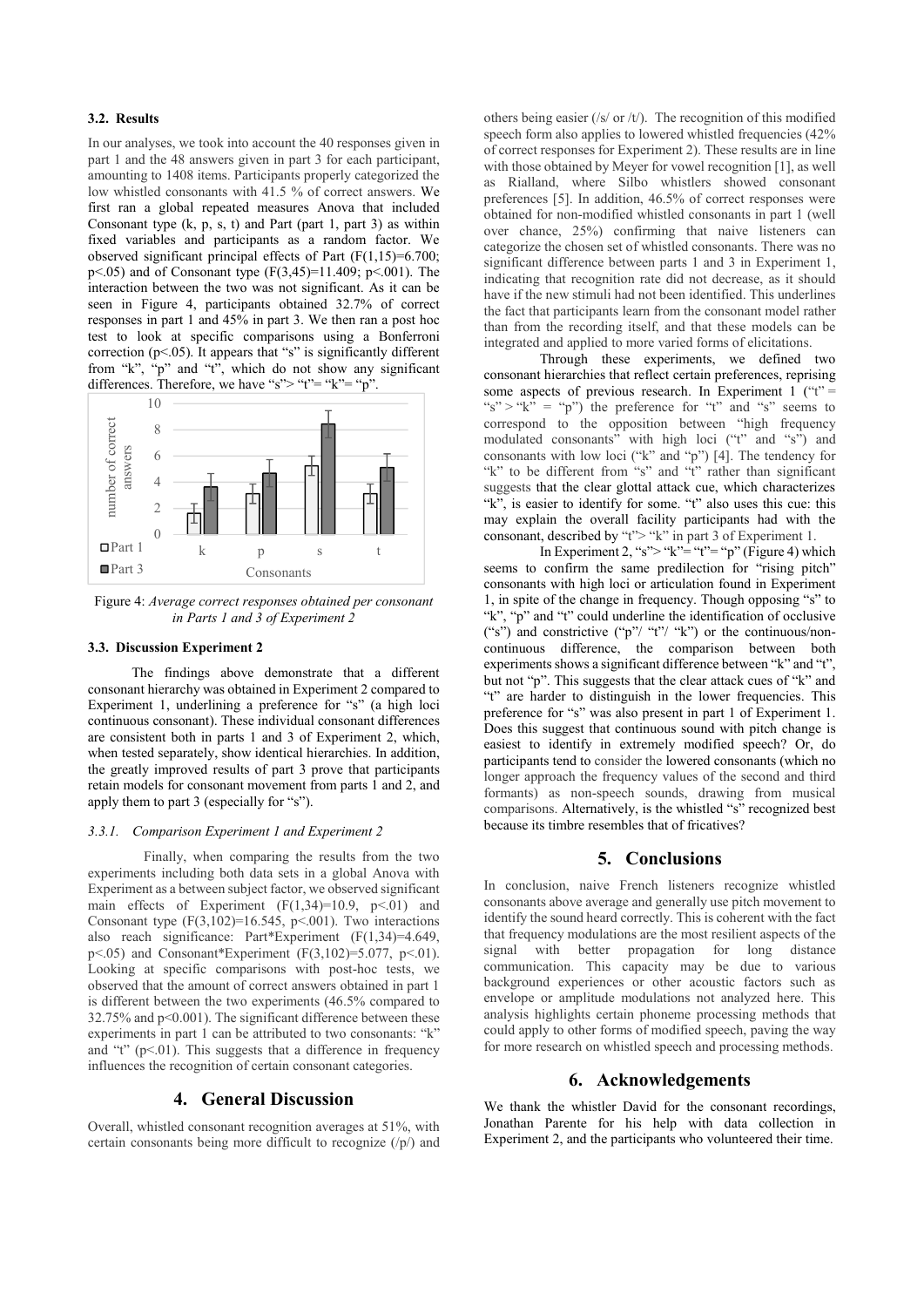### 3.2. Results

In our analyses, we took into account the 40 responses given in part 1 and the 48 answers given in part 3 for each participant, amounting to 1408 items. Participants properly categorized the low whistled consonants with 41.5 % of correct answers. We first ran a global repeated measures Anova that included Consonant type (k, p, s, t) and Part (part 1, part 3) as within fixed variables and participants as a random factor. We observed significant principal effects of Part ($F(1,15)=6.700$; $p<.05$) and of Consonant type ($F(3,45)=11.409$; $p<.001$). The interaction between the two was not significant. As it can be seen in Figure 4, participants obtained 32.7% of correct responses in part 1 and 45% in part 3. We then ran a post hoc test to look at specific comparisons using a Bonferroni correction ($p<.05$). It appears that "s" is significantly different from "k", "p" and "t", which do not show any significant differences. Therefore, we have "s"> "t"= "k"= "p".

Figure 4: *Average correct responses obtained per consonant in Parts 1 and 3 of Experiment 2*

### 3.3. Discussion Experiment 2

The findings above demonstrate that a different consonant hierarchy was obtained in Experiment 2 compared to Experiment 1, underlining a preference for "s" (a high loci continuous consonant). These individual consonant differences are consistent both in parts 1 and 3 of Experiment 2, which, when tested separately, show identical hierarchies. In addition, the greatly improved results of part 3 prove that participants retain models for consonant movement from parts 1 and 2, and apply them to part 3 (especially for "s").

#### 3.3.1. Comparison Experiment 1 and Experiment 2

Finally, when comparing the results from the two experiments including both data sets in a global Anova with Experiment as a between subject factor, we observed significant main effects of Experiment ($F(1,34)=10.9$, $p<.01$) and Consonant type ($F(3,102)=16.545$, $p<.001$). Two interactions also reach significance: Part\*Experiment ($F(1,34)=4.649$, $p<.05$) and Consonant\*Experiment ($F(3,102)=5.077$, $p<.01$). Looking at specific comparisons with post-hoc tests, we observed that the amount of correct answers obtained in part 1 is different between the two experiments (46.5% compared to 32.75% and $p<0.001$). The significant difference between these experiments in part 1 can be attributed to two consonants: "k" and "t" ($p<.01$). This suggests that a difference in frequency influences the recognition of certain consonant categories.

## 4. General Discussion

Overall, whistled consonant recognition averages at 51%, with certain consonants being more difficult to recognize (/p/) and others being easier (/s/ or /t/). The recognition of this modified speech form also applies to lowered whistled frequencies (42% of correct responses for Experiment 2). These results are in line with those obtained by Meyer for vowel recognition [1], as well as Rialland, where Silbo whistlers showed consonant preferences [5]. In addition, 46.5% of correct responses were obtained for non-modified whistled consonants in part 1 (well over chance, 25%) confirming that naive listeners can categorize the chosen set of whistled consonants. There was no significant difference between parts 1 and 3 in Experiment 1, indicating that recognition rate did not decrease, as it should have if the new stimuli had not been identified. This underlines the fact that participants learn from the consonant model rather than from the recording itself, and that these models can be integrated and applied to more varied forms of elicitations.

Through these experiments, we defined two consonant hierarchies that reflect certain preferences, reprising some aspects of previous research. In Experiment 1 ("t" = "s" > "k" = "p") the preference for "t" and "s" seems to correspond to the opposition between "high frequency modulated consonants" with high loci ("t" and "s") and consonants with low loci ("k" and "p") [4]. The tendency for "k" to be different from "s" and "t" rather than significant suggests that the clear glottal attack cue, which characterizes "k", is easier to identify for some. "t" also uses this cue: this may explain the overall facility participants had with the consonant, described by "t"> "k" in part 3 of Experiment 1.

In Experiment 2, "s"> "k"= "t"= "p" (Figure 4) which seems to confirm the same predilection for "rising pitch" consonants with high loci or articulation found in Experiment 1, in spite of the change in frequency. Though opposing "s" to "k", "p" and "t" could underline the identification of occlusive ("s") and constrictive ("p"/ "t"/ "k") or the continuous/non-continuous difference, the comparison between both experiments shows a significant difference between "k" and "t", but not "p". This suggests that the clear attack cues of "k" and "t" are harder to distinguish in the lower frequencies. This preference for "s" was also present in part 1 of Experiment 1. Does this suggest that continuous sound with pitch change is easiest to identify in extremely modified speech? Or, do participants tend to consider the lowered consonants (which no longer approach the frequency values of the second and third formants) as non-speech sounds, drawing from musical comparisons. Alternatively, is the whistled "s" recognized best because its timbre resembles that of fricatives?

## 5. Conclusions

In conclusion, naive French listeners recognize whistled consonants above average and generally use pitch movement to identify the sound heard correctly. This is coherent with the fact that frequency modulations are the most resilient aspects of the signal with better propagation for long distance communication. This capacity may be due to various background experiences or other acoustic factors such as envelope or amplitude modulations not analyzed here. This analysis highlights certain phoneme processing methods that could apply to other forms of modified speech, paving the way for more research on whistled speech and processing methods.

## 6. Acknowledgements

We thank the whistler David for the consonant recordings, Jonathan Parente for his help with data collection in Experiment 2, and the participants who volunteered their time.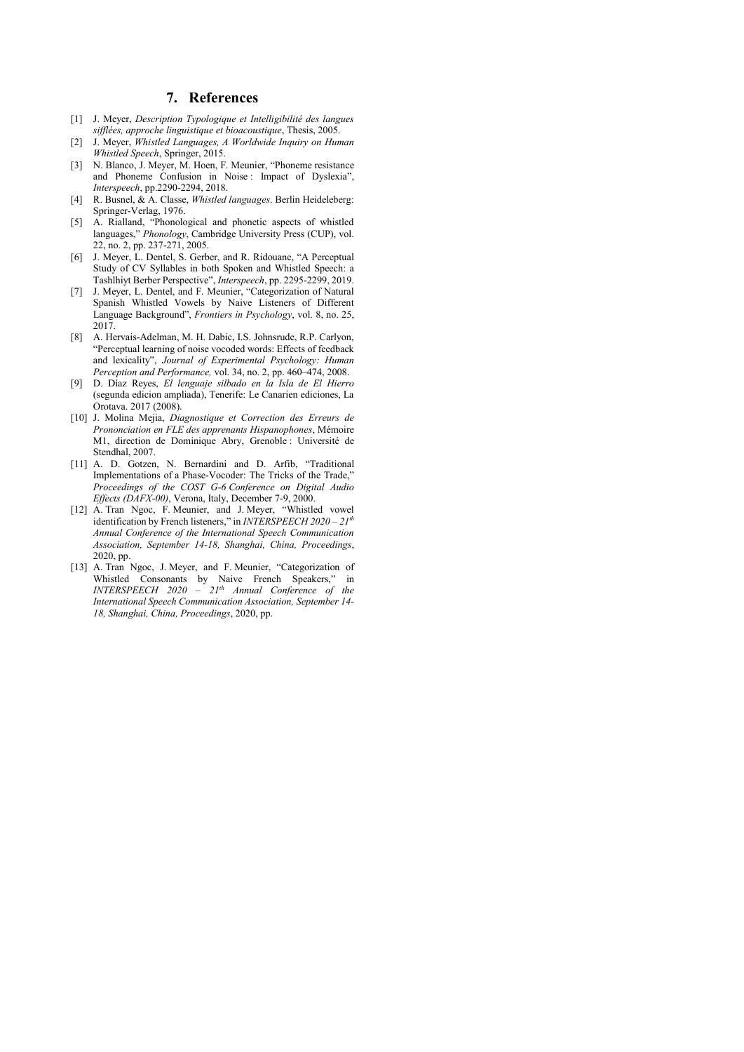## 7. References

[1] J. Meyer, *Description Typologique et Intelligibilité des langues sifflées, approche linguistique et bioacoustique*, Thesis, 2005.

[2] J. Meyer, *Whistled Languages, A Worldwide Inquiry on Human Whistled Speech*, Springer, 2015.

[3] N. Blanco, J. Meyer, M. Hoen, F. Meunier, "Phoneme resistance and Phoneme Confusion in Noise : Impact of Dyslexia", *Interspeech*, pp.2290-2294, 2018.

[4] R. Busnel, & A. Classe, *Whistled languages*. Berlin Heideleberg: Springer-Verlag, 1976.

[5] A. Rialland, "Phonological and phonetic aspects of whistled languages," *Phonology*, Cambridge University Press (CUP), vol. 22, no. 2, pp. 237-271, 2005.

[6] J. Meyer, L. Dentel, S. Gerber, and R. Ridouane, "A Perceptual Study of CV Syllables in both Spoken and Whistled Speech: a Tashlhiyt Berber Perspective", *Interspeech*, pp. 2295-2299, 2019.

[7] J. Meyer, L. Dentel, and F. Meunier, "Categorization of Natural Spanish Whistled Vowels by Naive Listeners of Different Language Background", *Frontiers in Psychology*, vol. 8, no. 25, 2017.

[8] A. Hervais-Adelman, M. H. Dabic, I.S. Johnsrude, R.P. Carlyon, "Perceptual learning of noise vocoded words: Effects of feedback and lexicality", *Journal of Experimental Psychology: Human Perception and Performance,* vol. 34, no. 2, pp. 460–474, 2008.

[9] D. Díaz Reyes, *El lenguaje silbado en la Isla de El Hierro* (segunda edicion ampliada), Tenerife: Le Canarien ediciones, La Orotava. 2017 (2008).

[10] J. Molina Mejia, *Diagnostique et Correction des Erreurs de Prononciation en FLE des apprenants Hispanophones*, Mémoire M1, direction de Dominique Abry, Grenoble : Université de Stendhal, 2007.

[11] A. D. Gotzen, N. Bernardini and D. Arfib, "Traditional Implementations of a Phase-Vocoder: The Tricks of the Trade," *Proceedings of the COST G-6 Conference on Digital Audio Effects (DAFX-00)*, Verona, Italy, December 7-9, 2000.

[12] A. Tran Ngoc, F. Meunier, and J. Meyer, "Whistled vowel identification by French listeners," in *INTERSPEECH 2020 – 21th Annual Conference of the International Speech Communication Association, September 14-18, Shanghai, China, Proceedings*, 2020, pp.

[13] A. Tran Ngoc, J. Meyer, and F. Meunier, "Categorization of Whistled Consonants by Naive French Speakers," in *INTERSPEECH 2020 – 21th Annual Conference of the International Speech Communication Association, September 14-18, Shanghai, China, Proceedings*, 2020, pp.